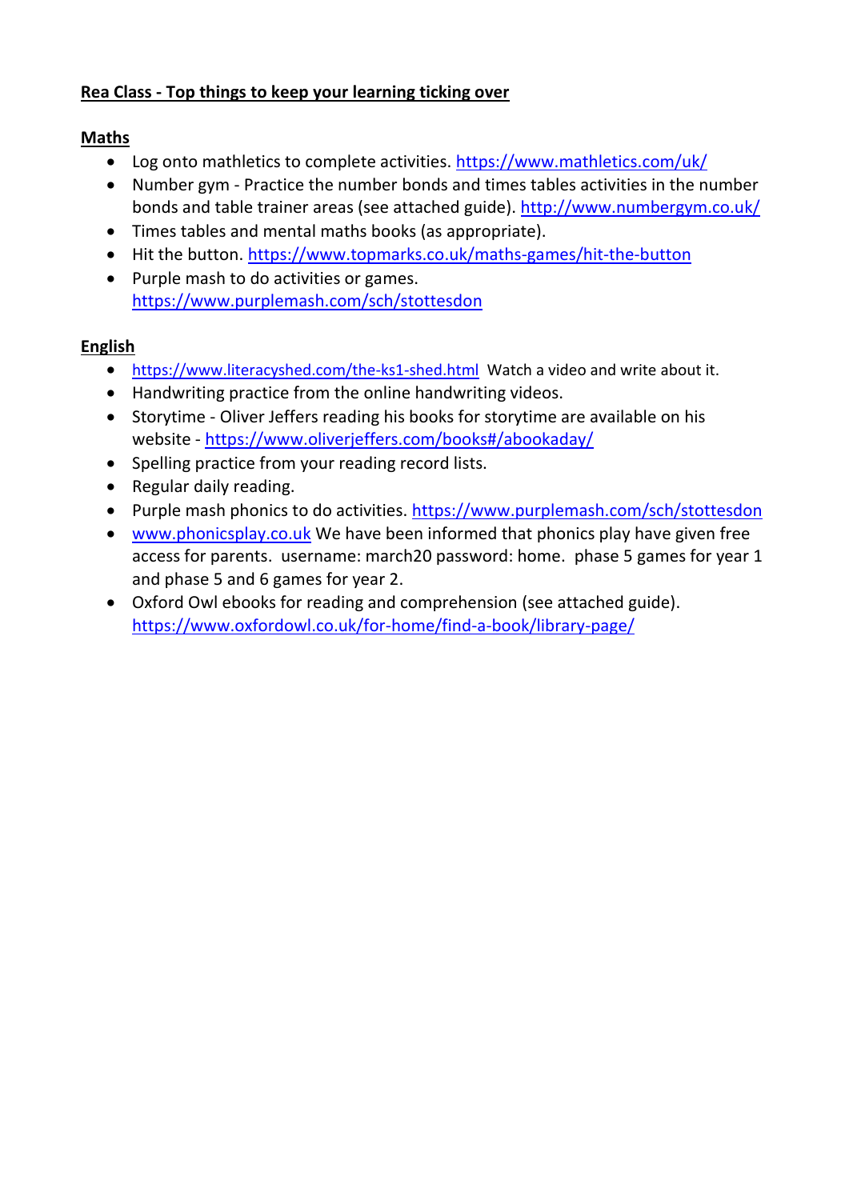**Rea Class - Top things to keep your learning ticking over**

**Maths**

- Log onto mathletics to complete activities. https://www.mathletics.com/uk/
- Number gym - Practice the number bonds and times tables activities in the number bonds and table trainer areas (see attached guide). http://www.numbergym.co.uk/
- Times tables and mental maths books (as appropriate).
- Hit the button. https://www.topmarks.co.uk/maths-games/hit-the-button
- Purple mash to do activities or games. https://www.purplemash.com/sch/stottesdon

**English**

- https://www.literacyshed.com/the-ks1-shed.html Watch a video and write about it.
- Handwriting practice from the online handwriting videos.
- Storytime - Oliver Jeffers reading his books for storytime are available on his website - https://www.oliverjeffers.com/books#/abookaday/
- Spelling practice from your reading record lists.
- Regular daily reading.
- Purple mash phonics to do activities. https://www.purplemash.com/sch/stottesdon
- www.phonicsplay.co.uk We have been informed that phonics play have given free access for parents. username: march20 password: home. phase 5 games for year 1 and phase 5 and 6 games for year 2.
- Oxford Owl ebooks for reading and comprehension (see attached guide). https://www.oxfordowl.co.uk/for-home/find-a-book/library-page/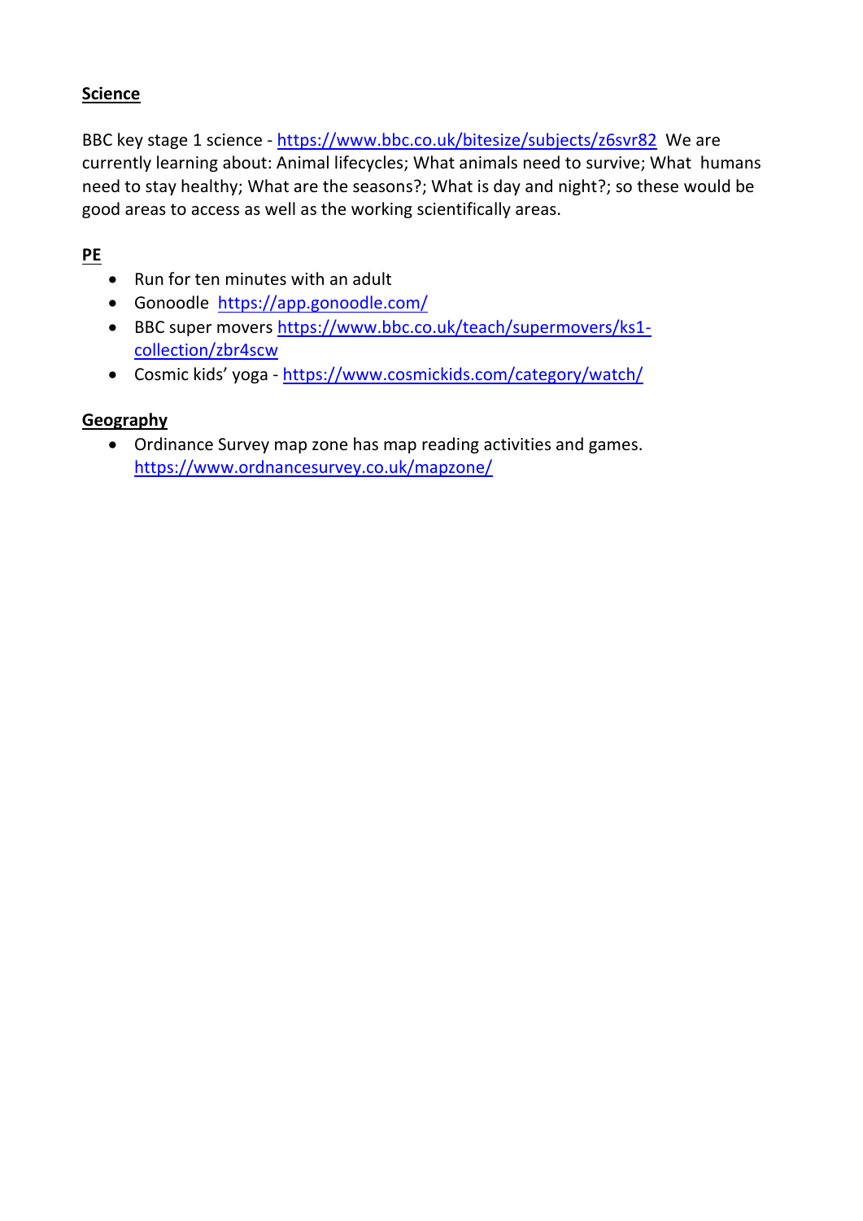**Science**

BBC key stage 1 science - https://www.bbc.co.uk/bitesize/subjects/z6svr82 We are currently learning about: Animal lifecycles; What animals need to survive; What humans need to stay healthy; What are the seasons?; What is day and night?; so these would be good areas to access as well as the working scientifically areas.

**PE**

- Run for ten minutes with an adult
- Gonoodle https://app.gonoodle.com/
- BBC super movers https://www.bbc.co.uk/teach/supermovers/ks1-collection/zbr4scw
- Cosmic kids' yoga - https://www.cosmickids.com/category/watch/

**Geography**

- Ordinance Survey map zone has map reading activities and games. https://www.ordnancesurvey.co.uk/mapzone/